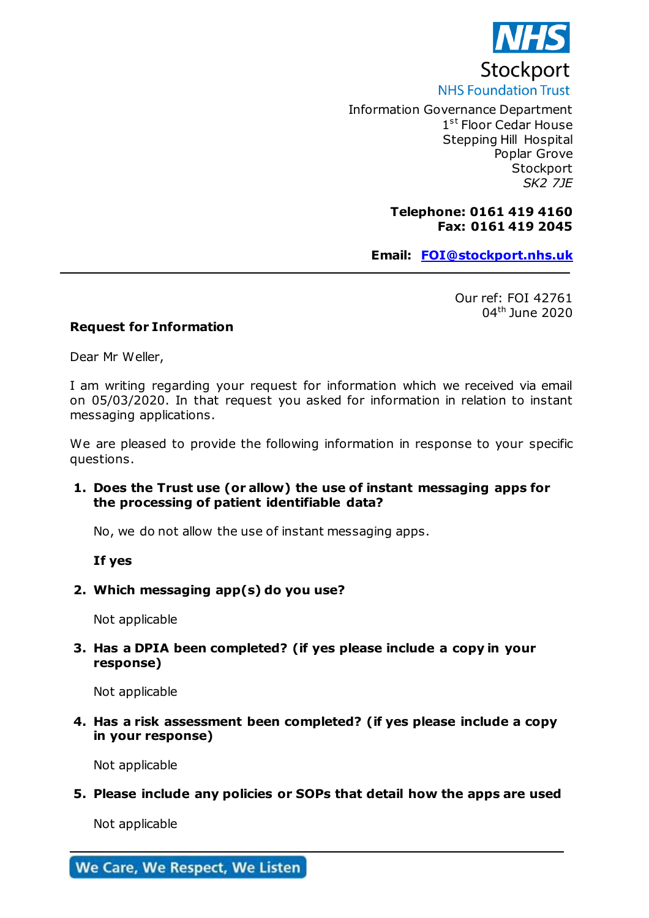NHS
Stockport
NHS Foundation Trust

Information Governance Department
1st Floor Cedar House
Stepping Hill Hospital
Poplar Grove
Stockport
*SK2 7JE*

**Telephone: 0161 419 4160**
**Fax: 0161 419 2045**

**Email: [FOI@stockport.nhs.uk](mailto:FOI@stockport.nhs.uk)**

---

Our ref: FOI 42761
04th June 2020

**Request for Information**

Dear Mr Weller,

I am writing regarding your request for information which we received via email on 05/03/2020. In that request you asked for information in relation to instant messaging applications.

We are pleased to provide the following information in response to your specific questions.

1. **Does the Trust use (or allow) the use of instant messaging apps for the processing of patient identifiable data?**

   No, we do not allow the use of instant messaging apps.

   **If yes**

2. **Which messaging app(s) do you use?**

   Not applicable

3. **Has a DPIA been completed? (if yes please include a copy in your response)**

   Not applicable

4. **Has a risk assessment been completed? (if yes please include a copy in your response)**

   Not applicable

5. **Please include any policies or SOPs that detail how the apps are used**

   Not applicable

---

We Care, We Respect, We Listen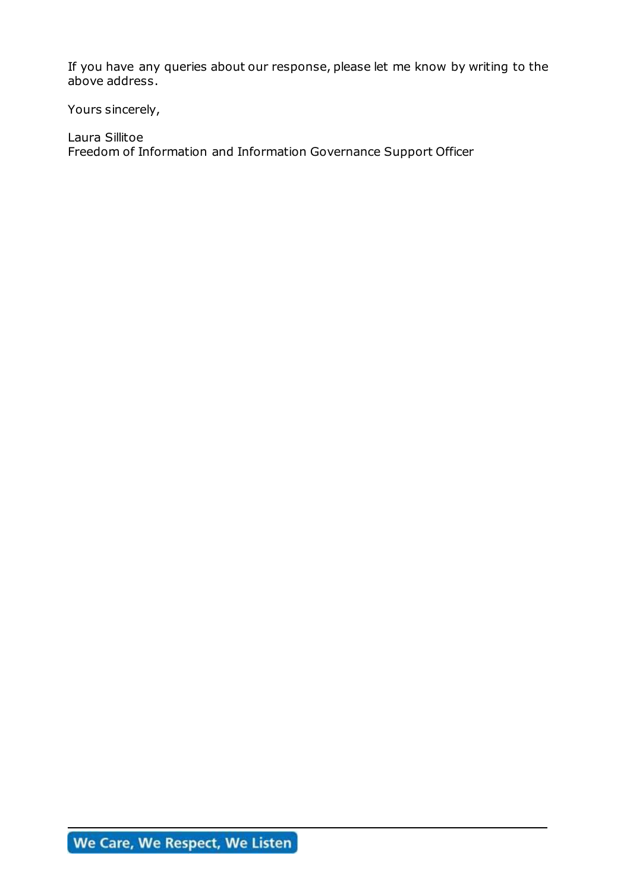If you have any queries about our response, please let me know by writing to the above address.

Yours sincerely,

Laura Sillitoe
Freedom of Information and Information Governance Support Officer